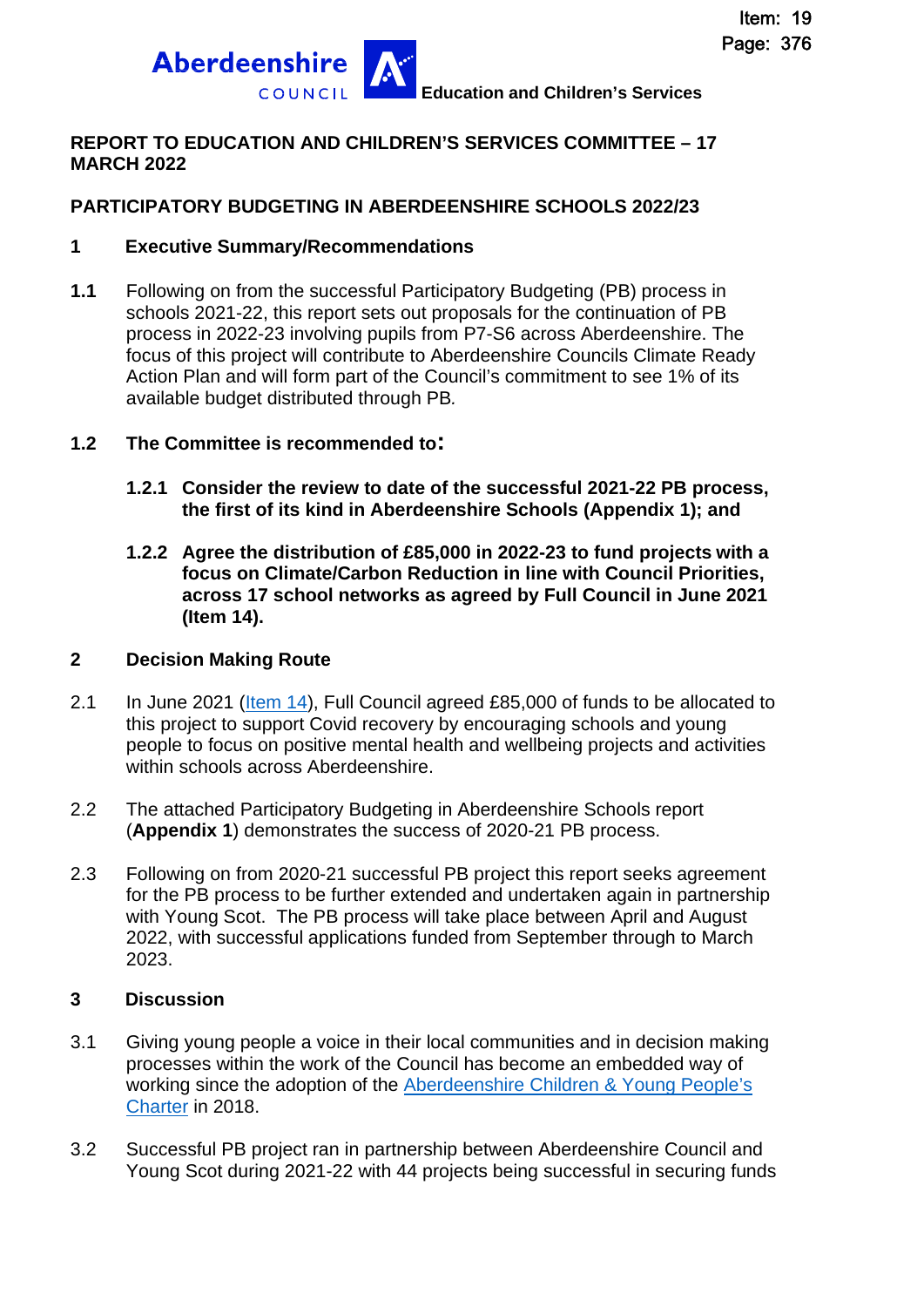Aberdeenshire COUNCIL **Education and Children's Services**

**REPORT TO EDUCATION AND CHILDREN'S SERVICES COMMITTEE – 17 MARCH 2022**

**PARTICIPATORY BUDGETING IN ABERDEENSHIRE SCHOOLS 2022/23**

## 1 Executive Summary/Recommendations

**1.1** Following on from the successful Participatory Budgeting (PB) process in schools 2021-22, this report sets out proposals for the continuation of PB process in 2022-23 involving pupils from P7-S6 across Aberdeenshire. The focus of this project will contribute to Aberdeenshire Councils Climate Ready Action Plan and will form part of the Council's commitment to see 1% of its available budget distributed through PB.

**1.2 The Committee is recommended to:**

**1.2.1 Consider the review to date of the successful 2021-22 PB process, the first of its kind in Aberdeenshire Schools (Appendix 1); and**

**1.2.2 Agree the distribution of £85,000 in 2022-23 to fund projects with a focus on Climate/Carbon Reduction in line with Council Priorities, across 17 school networks as agreed by Full Council in June 2021 (Item 14).**

## 2 Decision Making Route

2.1 In June 2021 (Item 14), Full Council agreed £85,000 of funds to be allocated to this project to support Covid recovery by encouraging schools and young people to focus on positive mental health and wellbeing projects and activities within schools across Aberdeenshire.

2.2 The attached Participatory Budgeting in Aberdeenshire Schools report (**Appendix 1**) demonstrates the success of 2020-21 PB process.

2.3 Following on from 2020-21 successful PB project this report seeks agreement for the PB process to be further extended and undertaken again in partnership with Young Scot. The PB process will take place between April and August 2022, with successful applications funded from September through to March 2023.

## 3 Discussion

3.1 Giving young people a voice in their local communities and in decision making processes within the work of the Council has become an embedded way of working since the adoption of the Aberdeenshire Children & Young People's Charter in 2018.

3.2 Successful PB project ran in partnership between Aberdeenshire Council and Young Scot during 2021-22 with 44 projects being successful in securing funds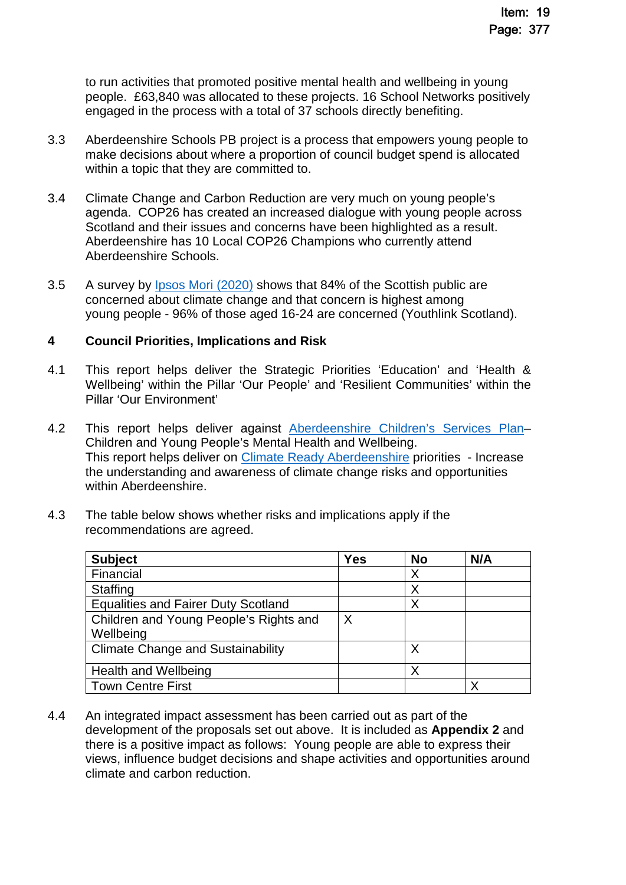to run activities that promoted positive mental health and wellbeing in young people. £63,840 was allocated to these projects. 16 School Networks positively engaged in the process with a total of 37 schools directly benefiting.

3.3 Aberdeenshire Schools PB project is a process that empowers young people to make decisions about where a proportion of council budget spend is allocated within a topic that they are committed to.

3.4 Climate Change and Carbon Reduction are very much on young people's agenda. COP26 has created an increased dialogue with young people across Scotland and their issues and concerns have been highlighted as a result. Aberdeenshire has 10 Local COP26 Champions who currently attend Aberdeenshire Schools.

3.5 A survey by [Ipsos Mori (2020)] shows that 84% of the Scottish public are concerned about climate change and that concern is highest among young people - 96% of those aged 16-24 are concerned (Youthlink Scotland).

## 4 Council Priorities, Implications and Risk

4.1 This report helps deliver the Strategic Priorities 'Education' and 'Health & Wellbeing' within the Pillar 'Our People' and 'Resilient Communities' within the Pillar 'Our Environment'

4.2 This report helps deliver against [Aberdeenshire Children's Services Plan]– Children and Young People's Mental Health and Wellbeing.
This report helps deliver on [Climate Ready Aberdeenshire] priorities - Increase the understanding and awareness of climate change risks and opportunities within Aberdeenshire.

4.3 The table below shows whether risks and implications apply if the recommendations are agreed.

| Subject | Yes | No | N/A |
|---|---|---|---|
| Financial | | X | |
| Staffing | | X | |
| Equalities and Fairer Duty Scotland | | X | |
| Children and Young People's Rights and Wellbeing | X | | |
| Climate Change and Sustainability | | X | |
| Health and Wellbeing | | X | |
| Town Centre First | | | X |

4.4 An integrated impact assessment has been carried out as part of the development of the proposals set out above. It is included as **Appendix 2** and there is a positive impact as follows: Young people are able to express their views, influence budget decisions and shape activities and opportunities around climate and carbon reduction.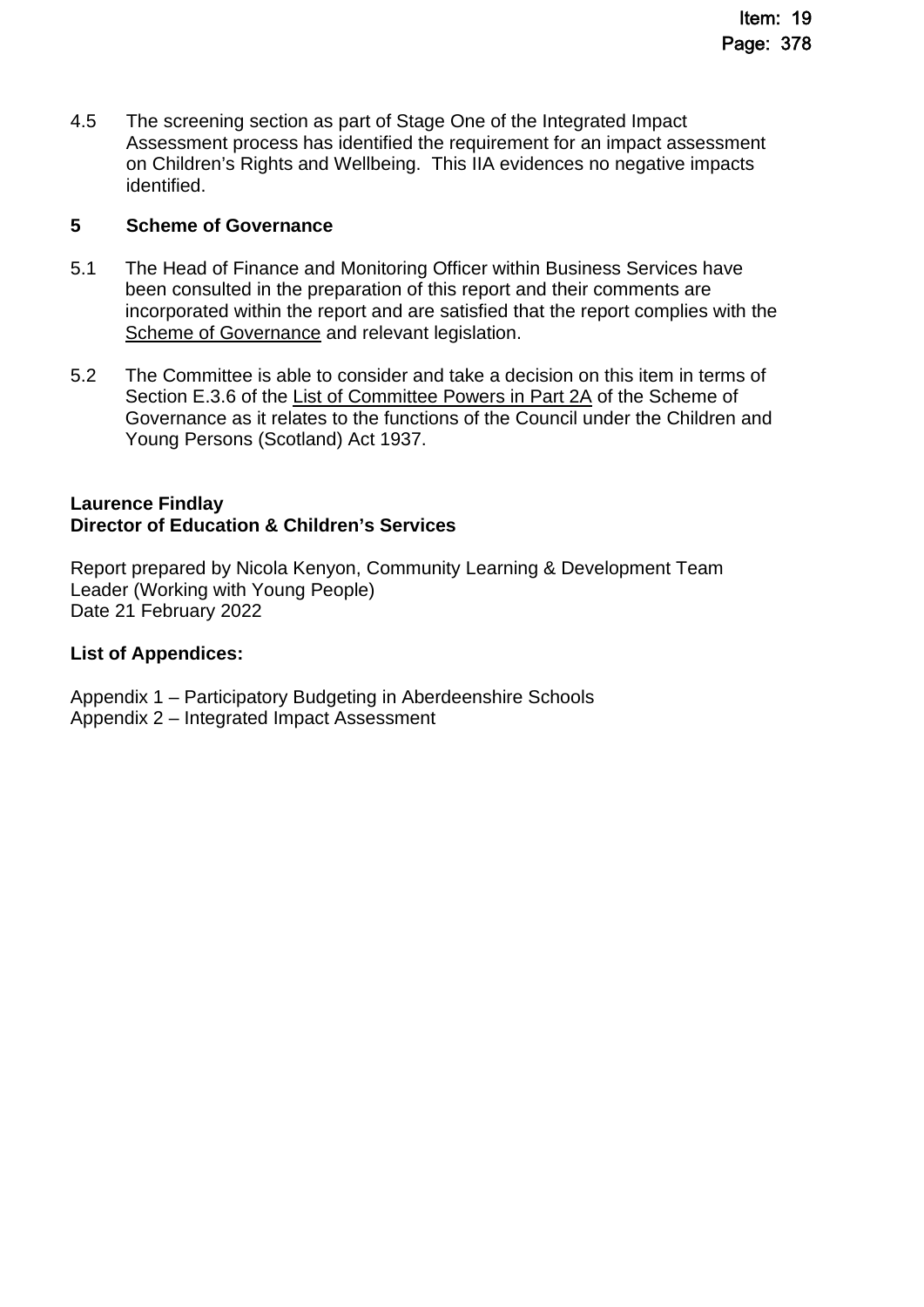4.5 The screening section as part of Stage One of the Integrated Impact Assessment process has identified the requirement for an impact assessment on Children's Rights and Wellbeing. This IIA evidences no negative impacts identified.

## 5 Scheme of Governance

5.1 The Head of Finance and Monitoring Officer within Business Services have been consulted in the preparation of this report and their comments are incorporated within the report and are satisfied that the report complies with the Scheme of Governance and relevant legislation.

5.2 The Committee is able to consider and take a decision on this item in terms of Section E.3.6 of the List of Committee Powers in Part 2A of the Scheme of Governance as it relates to the functions of the Council under the Children and Young Persons (Scotland) Act 1937.

**Laurence Findlay**
**Director of Education & Children's Services**

Report prepared by Nicola Kenyon, Community Learning & Development Team Leader (Working with Young People)
Date 21 February 2022

**List of Appendices:**

Appendix 1 – Participatory Budgeting in Aberdeenshire Schools
Appendix 2 – Integrated Impact Assessment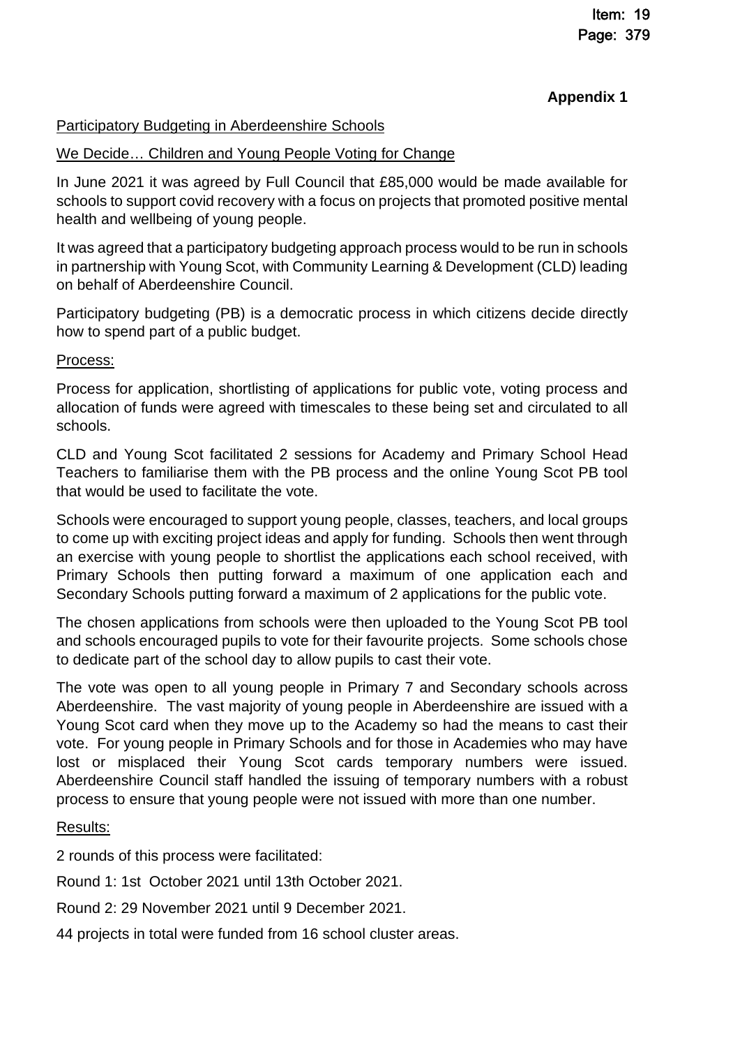**Appendix 1**

Participatory Budgeting in Aberdeenshire Schools

We Decide… Children and Young People Voting for Change

In June 2021 it was agreed by Full Council that £85,000 would be made available for schools to support covid recovery with a focus on projects that promoted positive mental health and wellbeing of young people.

It was agreed that a participatory budgeting approach process would to be run in schools in partnership with Young Scot, with Community Learning & Development (CLD) leading on behalf of Aberdeenshire Council.

Participatory budgeting (PB) is a democratic process in which citizens decide directly how to spend part of a public budget.

Process:

Process for application, shortlisting of applications for public vote, voting process and allocation of funds were agreed with timescales to these being set and circulated to all schools.

CLD and Young Scot facilitated 2 sessions for Academy and Primary School Head Teachers to familiarise them with the PB process and the online Young Scot PB tool that would be used to facilitate the vote.

Schools were encouraged to support young people, classes, teachers, and local groups to come up with exciting project ideas and apply for funding. Schools then went through an exercise with young people to shortlist the applications each school received, with Primary Schools then putting forward a maximum of one application each and Secondary Schools putting forward a maximum of 2 applications for the public vote.

The chosen applications from schools were then uploaded to the Young Scot PB tool and schools encouraged pupils to vote for their favourite projects. Some schools chose to dedicate part of the school day to allow pupils to cast their vote.

The vote was open to all young people in Primary 7 and Secondary schools across Aberdeenshire. The vast majority of young people in Aberdeenshire are issued with a Young Scot card when they move up to the Academy so had the means to cast their vote. For young people in Primary Schools and for those in Academies who may have lost or misplaced their Young Scot cards temporary numbers were issued. Aberdeenshire Council staff handled the issuing of temporary numbers with a robust process to ensure that young people were not issued with more than one number.

Results:

2 rounds of this process were facilitated:

Round 1: 1st October 2021 until 13th October 2021.

Round 2: 29 November 2021 until 9 December 2021.

44 projects in total were funded from 16 school cluster areas.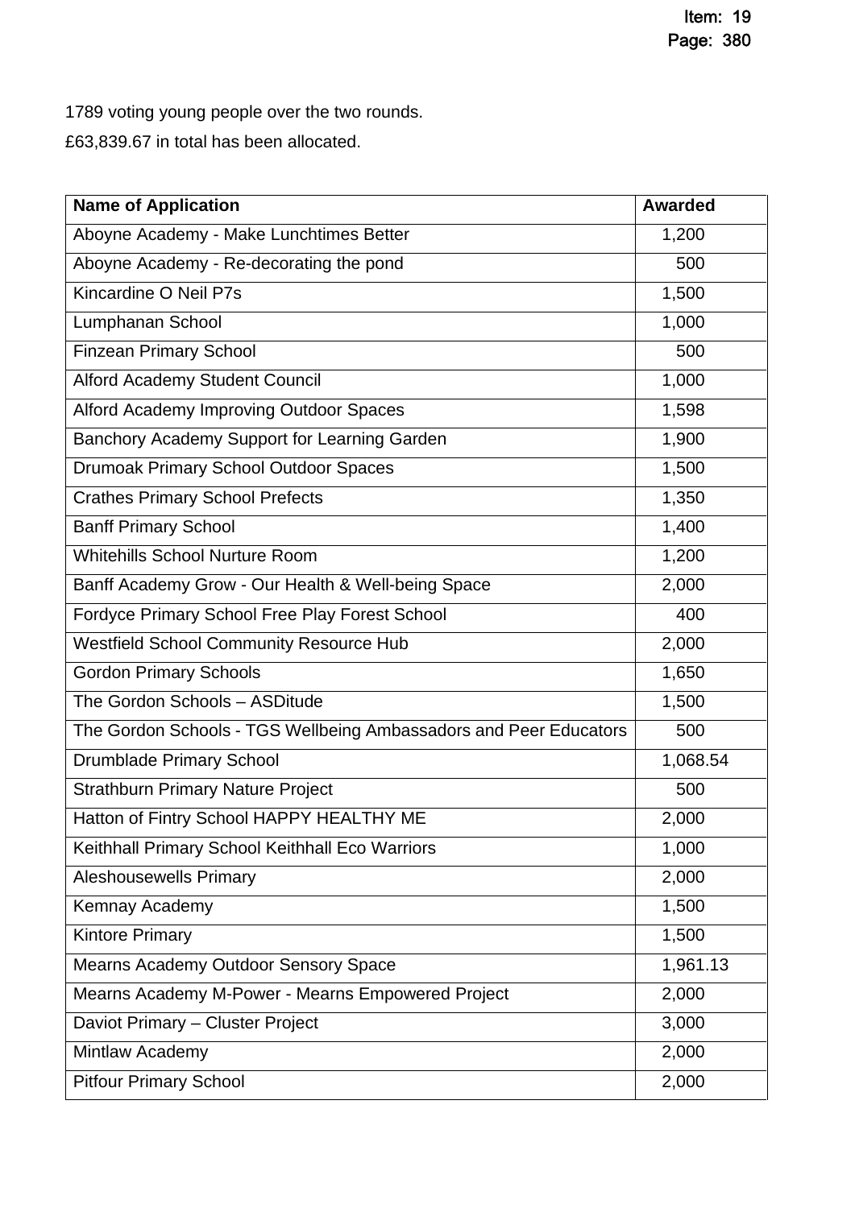1789 voting young people over the two rounds.

£63,839.67 in total has been allocated.

| Name of Application | Awarded |
|---|---|
| Aboyne Academy - Make Lunchtimes Better | 1,200 |
| Aboyne Academy - Re-decorating the pond | 500 |
| Kincardine O Neil P7s | 1,500 |
| Lumphanan School | 1,000 |
| Finzean Primary School | 500 |
| Alford Academy Student Council | 1,000 |
| Alford Academy Improving Outdoor Spaces | 1,598 |
| Banchory Academy Support for Learning Garden | 1,900 |
| Drumoak Primary School Outdoor Spaces | 1,500 |
| Crathes Primary School Prefects | 1,350 |
| Banff Primary School | 1,400 |
| Whitehills School Nurture Room | 1,200 |
| Banff Academy Grow - Our Health & Well-being Space | 2,000 |
| Fordyce Primary School Free Play Forest School | 400 |
| Westfield School Community Resource Hub | 2,000 |
| Gordon Primary Schools | 1,650 |
| The Gordon Schools – ASDitude | 1,500 |
| The Gordon Schools - TGS Wellbeing Ambassadors and Peer Educators | 500 |
| Drumblade Primary School | 1,068.54 |
| Strathburn Primary Nature Project | 500 |
| Hatton of Fintry School HAPPY HEALTHY ME | 2,000 |
| Keithhall Primary School Keithhall Eco Warriors | 1,000 |
| Aleshousewells Primary | 2,000 |
| Kemnay Academy | 1,500 |
| Kintore Primary | 1,500 |
| Mearns Academy Outdoor Sensory Space | 1,961.13 |
| Mearns Academy M-Power - Mearns Empowered Project | 2,000 |
| Daviot Primary – Cluster Project | 3,000 |
| Mintlaw Academy | 2,000 |
| Pitfour Primary School | 2,000 |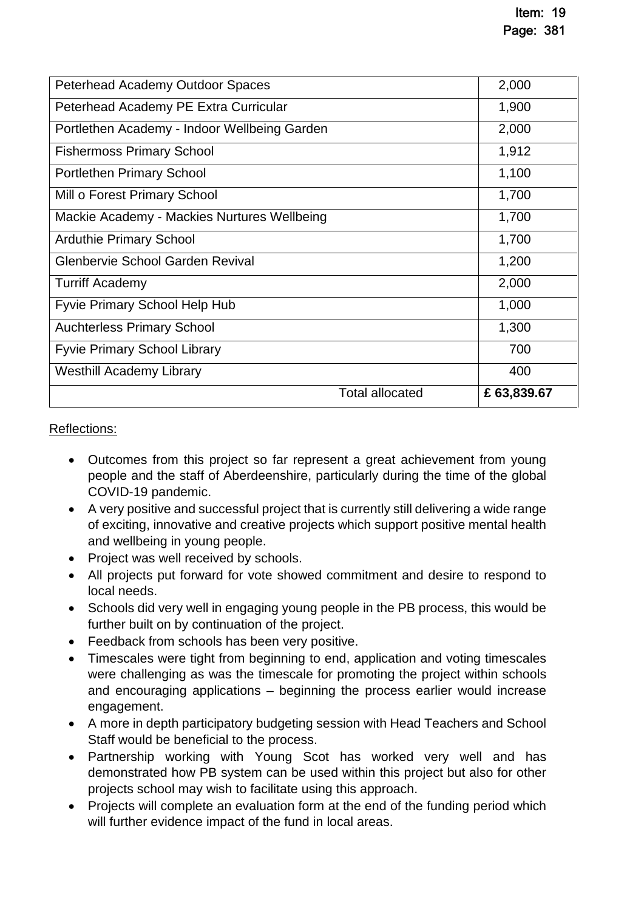| | |
|---|---|
| Peterhead Academy Outdoor Spaces | 2,000 |
| Peterhead Academy PE Extra Curricular | 1,900 |
| Portlethen Academy - Indoor Wellbeing Garden | 2,000 |
| Fishermoss Primary School | 1,912 |
| Portlethen Primary School | 1,100 |
| Mill o Forest Primary School | 1,700 |
| Mackie Academy - Mackies Nurtures Wellbeing | 1,700 |
| Arduthie Primary School | 1,700 |
| Glenbervie School Garden Revival | 1,200 |
| Turriff Academy | 2,000 |
| Fyvie Primary School Help Hub | 1,000 |
| Auchterless Primary School | 1,300 |
| Fyvie Primary School Library | 700 |
| Westhill Academy Library | 400 |
| Total allocated | **£ 63,839.67** |

Reflections:

- Outcomes from this project so far represent a great achievement from young people and the staff of Aberdeenshire, particularly during the time of the global COVID-19 pandemic.
- A very positive and successful project that is currently still delivering a wide range of exciting, innovative and creative projects which support positive mental health and wellbeing in young people.
- Project was well received by schools.
- All projects put forward for vote showed commitment and desire to respond to local needs.
- Schools did very well in engaging young people in the PB process, this would be further built on by continuation of the project.
- Feedback from schools has been very positive.
- Timescales were tight from beginning to end, application and voting timescales were challenging as was the timescale for promoting the project within schools and encouraging applications – beginning the process earlier would increase engagement.
- A more in depth participatory budgeting session with Head Teachers and School Staff would be beneficial to the process.
- Partnership working with Young Scot has worked very well and has demonstrated how PB system can be used within this project but also for other projects school may wish to facilitate using this approach.
- Projects will complete an evaluation form at the end of the funding period which will further evidence impact of the fund in local areas.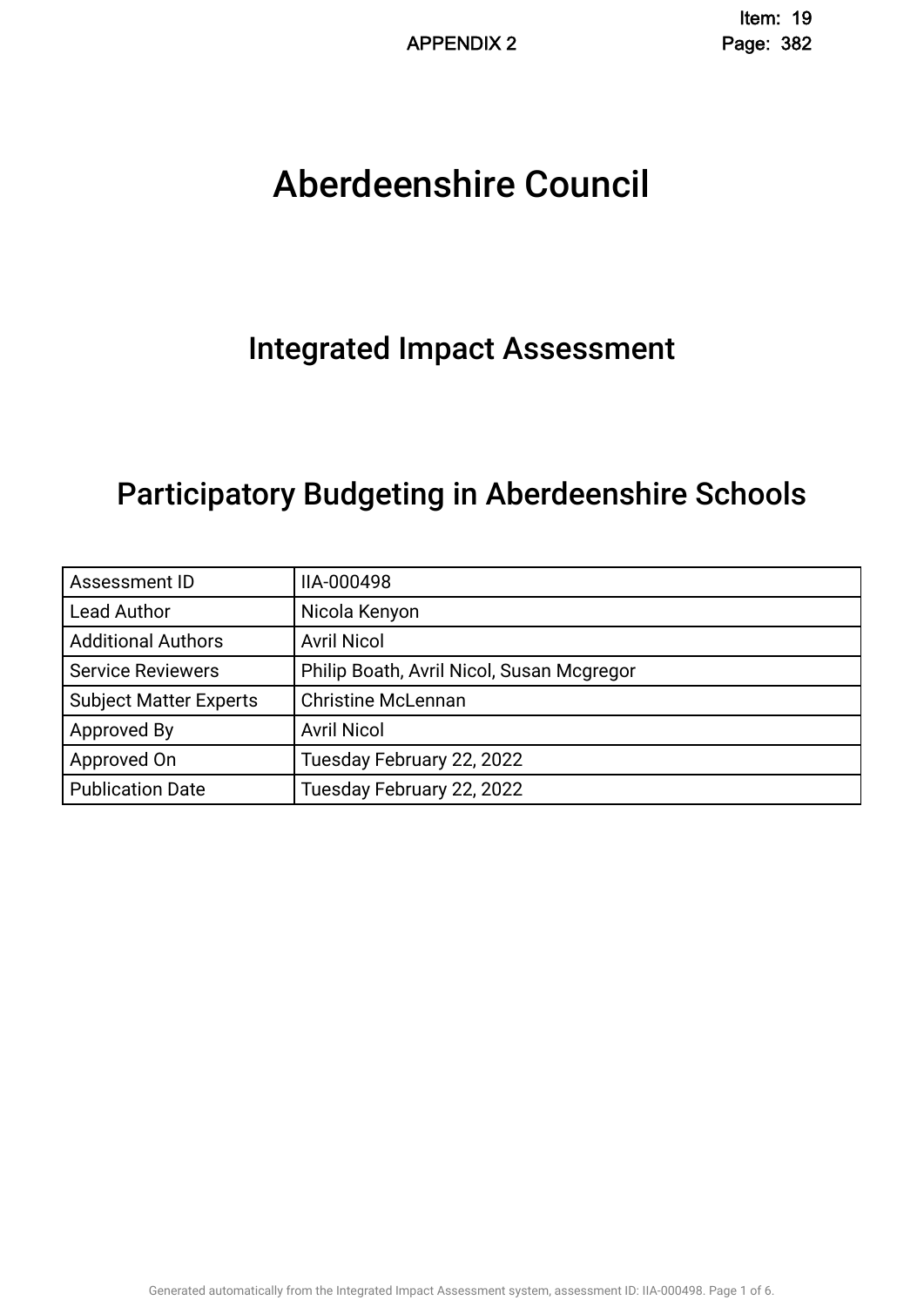# Aberdeenshire Council

## Integrated Impact Assessment

## Participatory Budgeting in Aberdeenshire Schools

| Assessment ID | IIA-000498 |
|---|---|
| Lead Author | Nicola Kenyon |
| Additional Authors | Avril Nicol |
| Service Reviewers | Philip Boath, Avril Nicol, Susan Mcgregor |
| Subject Matter Experts | Christine McLennan |
| Approved By | Avril Nicol |
| Approved On | Tuesday February 22, 2022 |
| Publication Date | Tuesday February 22, 2022 |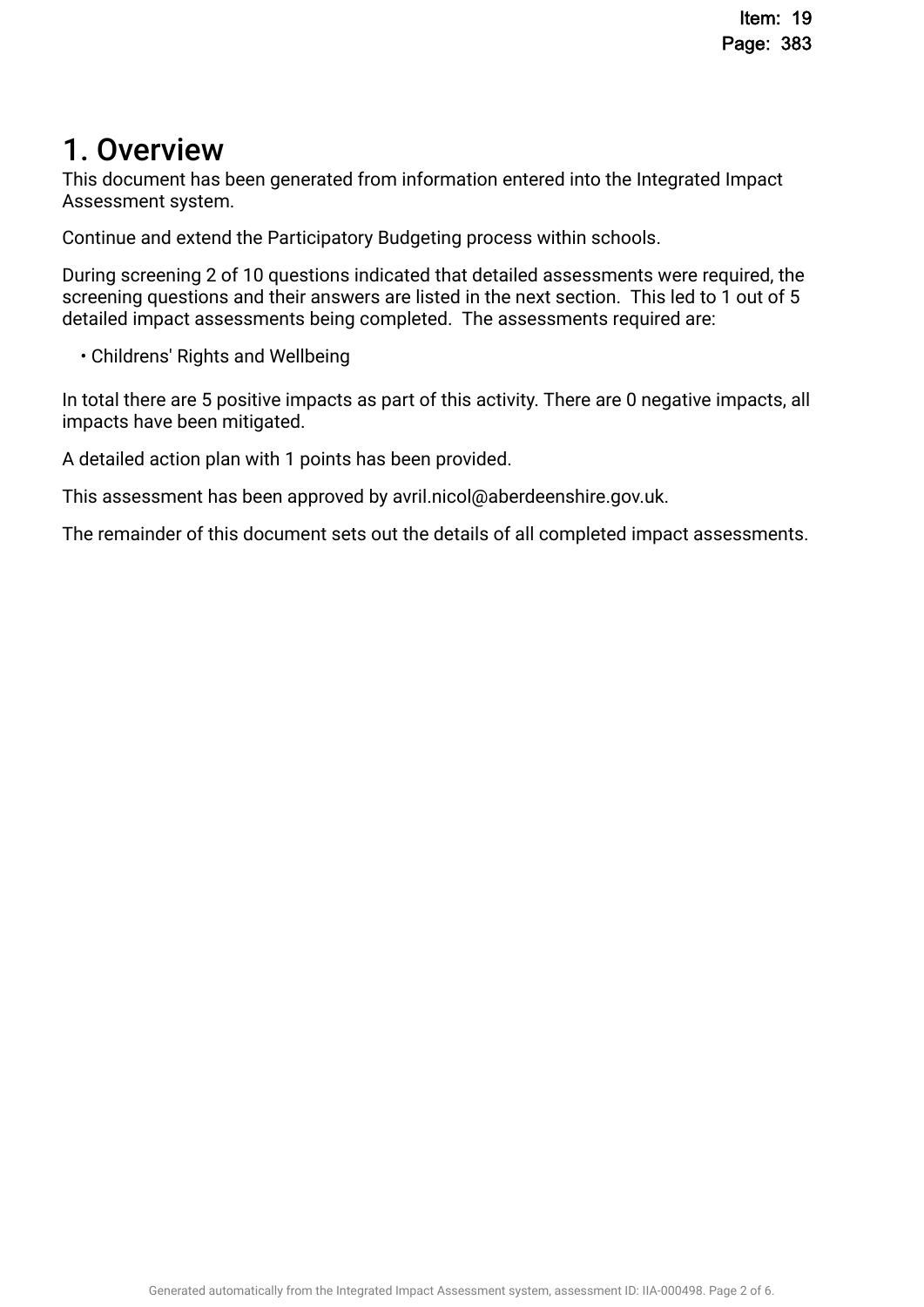# 1. Overview

This document has been generated from information entered into the Integrated Impact Assessment system.

Continue and extend the Participatory Budgeting process within schools.

During screening 2 of 10 questions indicated that detailed assessments were required, the screening questions and their answers are listed in the next section. This led to 1 out of 5 detailed impact assessments being completed. The assessments required are:

- Childrens' Rights and Wellbeing

In total there are 5 positive impacts as part of this activity. There are 0 negative impacts, all impacts have been mitigated.

A detailed action plan with 1 points has been provided.

This assessment has been approved by avril.nicol@aberdeenshire.gov.uk.

The remainder of this document sets out the details of all completed impact assessments.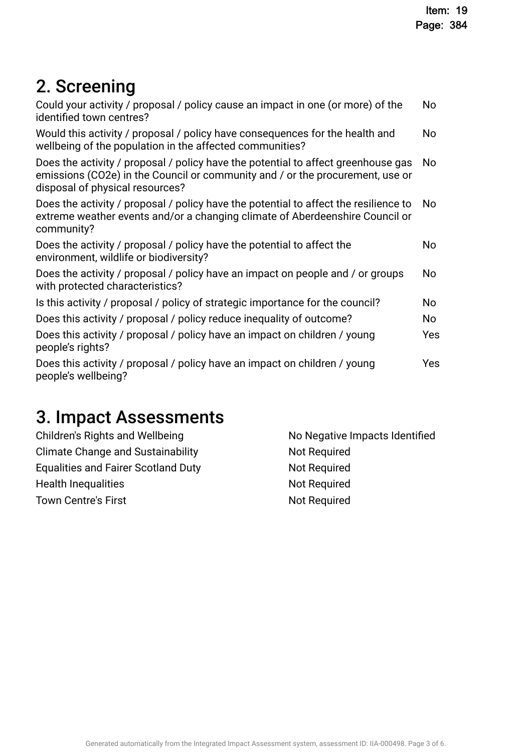## 2. Screening

| Question | Answer |
|---|---|
| Could your activity / proposal / policy cause an impact in one (or more) of the identified town centres? | No |
| Would this activity / proposal / policy have consequences for the health and wellbeing of the population in the affected communities? | No |
| Does the activity / proposal / policy have the potential to affect greenhouse gas emissions (CO2e) in the Council or community and / or the procurement, use or disposal of physical resources? | No |
| Does the activity / proposal / policy have the potential to affect the resilience to extreme weather events and/or a changing climate of Aberdeenshire Council or community? | No |
| Does the activity / proposal / policy have the potential to affect the environment, wildlife or biodiversity? | No |
| Does the activity / proposal / policy have an impact on people and / or groups with protected characteristics? | No |
| Is this activity / proposal / policy of strategic importance for the council? | No |
| Does this activity / proposal / policy reduce inequality of outcome? | No |
| Does this activity / proposal / policy have an impact on children / young people's rights? | Yes |
| Does this activity / proposal / policy have an impact on children / young people's wellbeing? | Yes |

## 3. Impact Assessments

| Assessment | Outcome |
|---|---|
| Children's Rights and Wellbeing | No Negative Impacts Identified |
| Climate Change and Sustainability | Not Required |
| Equalities and Fairer Scotland Duty | Not Required |
| Health Inequalities | Not Required |
| Town Centre's First | Not Required |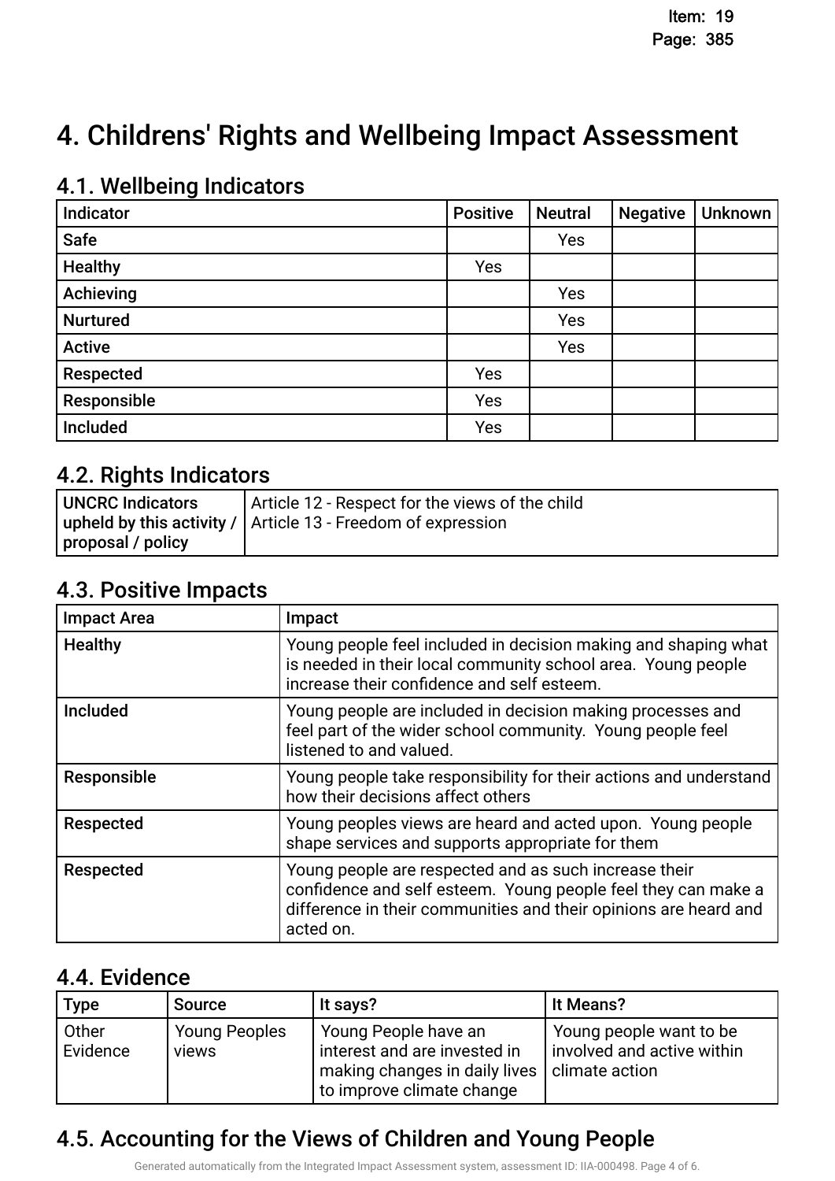# 4. Childrens' Rights and Wellbeing Impact Assessment

## 4.1. Wellbeing Indicators

| Indicator | Positive | Neutral | Negative | Unknown |
|---|---|---|---|---|
| Safe | | Yes | | |
| Healthy | Yes | | | |
| Achieving | | Yes | | |
| Nurtured | | Yes | | |
| Active | | Yes | | |
| Respected | Yes | | | |
| Responsible | Yes | | | |
| Included | Yes | | | |

## 4.2. Rights Indicators

| UNCRC Indicators upheld by this activity / proposal / policy | Article 12 - Respect for the views of the child<br>Article 13 - Freedom of expression |
|---|---|

## 4.3. Positive Impacts

| Impact Area | Impact |
|---|---|
| Healthy | Young people feel included in decision making and shaping what is needed in their local community school area. Young people increase their confidence and self esteem. |
| Included | Young people are included in decision making processes and feel part of the wider school community. Young people feel listened to and valued. |
| Responsible | Young people take responsibility for their actions and understand how their decisions affect others |
| Respected | Young peoples views are heard and acted upon. Young people shape services and supports appropriate for them |
| Respected | Young people are respected and as such increase their confidence and self esteem. Young people feel they can make a difference in their communities and their opinions are heard and acted on. |

## 4.4. Evidence

| Type | Source | It says? | It Means? |
|---|---|---|---|
| Other Evidence | Young Peoples views | Young People have an interest and are invested in making changes in daily lives to improve climate change | Young people want to be involved and active within climate action |

## 4.5. Accounting for the Views of Children and Young People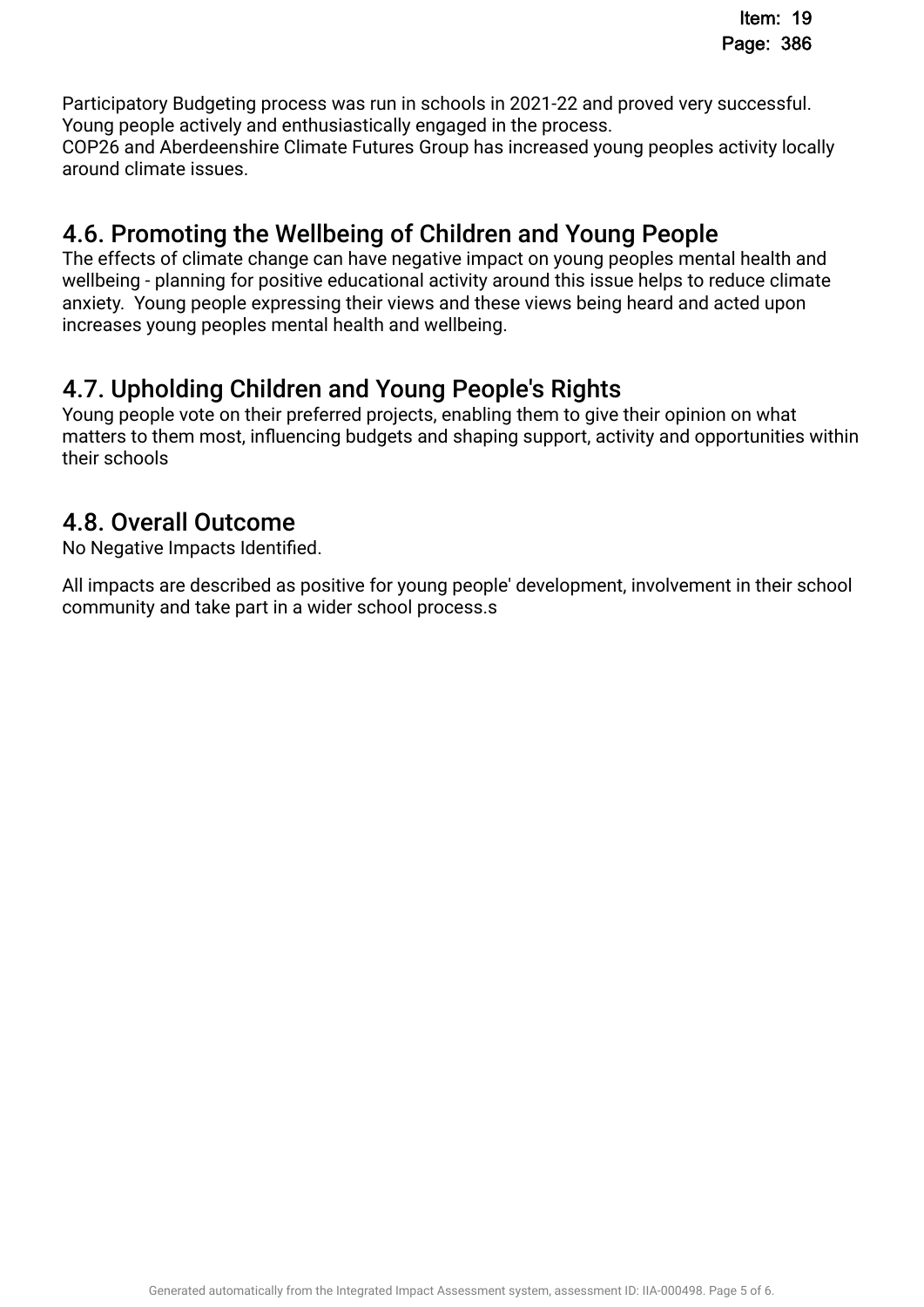Participatory Budgeting process was run in schools in 2021-22 and proved very successful. Young people actively and enthusiastically engaged in the process.
COP26 and Aberdeenshire Climate Futures Group has increased young peoples activity locally around climate issues.

## 4.6. Promoting the Wellbeing of Children and Young People

The effects of climate change can have negative impact on young peoples mental health and wellbeing - planning for positive educational activity around this issue helps to reduce climate anxiety. Young people expressing their views and these views being heard and acted upon increases young peoples mental health and wellbeing.

## 4.7. Upholding Children and Young People's Rights

Young people vote on their preferred projects, enabling them to give their opinion on what matters to them most, influencing budgets and shaping support, activity and opportunities within their schools

## 4.8. Overall Outcome

No Negative Impacts Identified.

All impacts are described as positive for young people' development, involvement in their school community and take part in a wider school process.s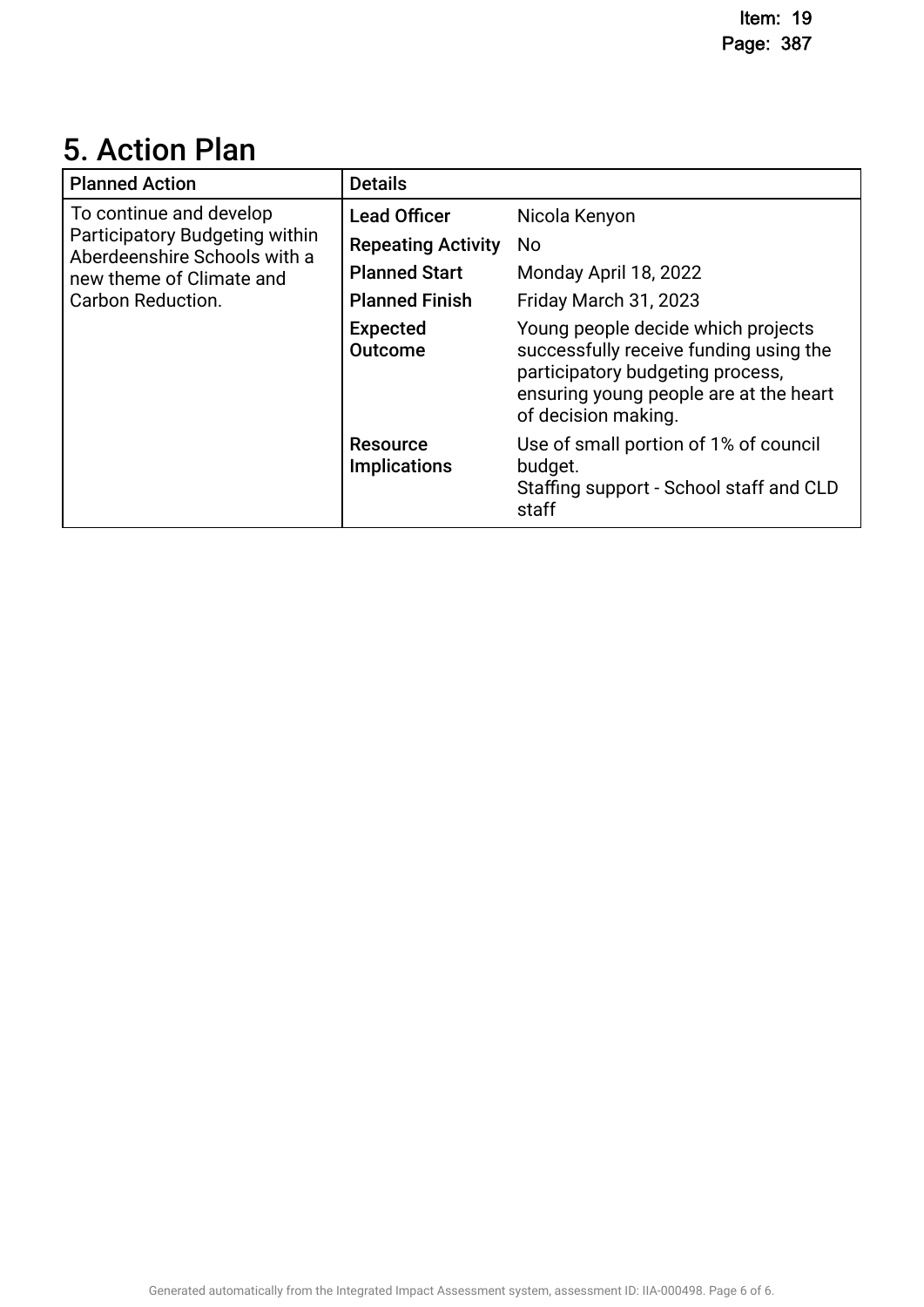# 5. Action Plan

| Planned Action | Details | |
|---|---|---|
| To continue and develop Participatory Budgeting within Aberdeenshire Schools with a new theme of Climate and Carbon Reduction. | **Lead Officer** | Nicola Kenyon |
| | **Repeating Activity** | No |
| | **Planned Start** | Monday April 18, 2022 |
| | **Planned Finish** | Friday March 31, 2023 |
| | **Expected Outcome** | Young people decide which projects successfully receive funding using the participatory budgeting process, ensuring young people are at the heart of decision making. |
| | **Resource Implications** | Use of small portion of 1% of council budget.<br>Staffing support - School staff and CLD staff |